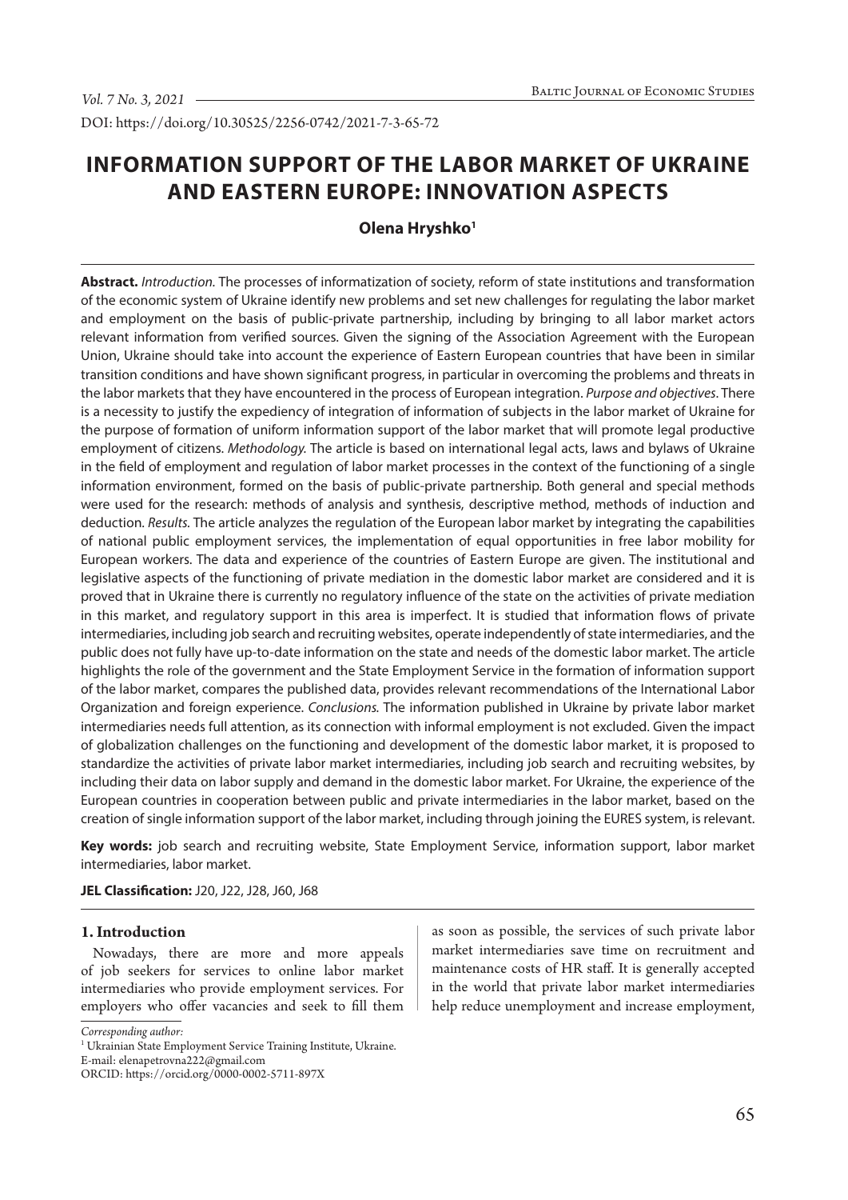DOI: https://doi.org/10.30525/2256-0742/2021-7-3-65-72

# INFORMATION SUPPORT OF THE LABOR MARKET OF UKRAINE AND EASTERN EUROPE: INNOVATION ASPECTS

**Olena Hryshko[1]**

**Abstract.** *Introduction.* The processes of informatization of society, reform of state institutions and transformation of the economic system of Ukraine identify new problems and set new challenges for regulating the labor market and employment on the basis of public-private partnership, including by bringing to all labor market actors relevant information from verified sources. Given the signing of the Association Agreement with the European Union, Ukraine should take into account the experience of Eastern European countries that have been in similar transition conditions and have shown significant progress, in particular in overcoming the problems and threats in the labor markets that they have encountered in the process of European integration. *Purpose and objectives.* There is a necessity to justify the expediency of integration of information of subjects in the labor market of Ukraine for the purpose of formation of uniform information support of the labor market that will promote legal productive employment of citizens. *Methodology.* The article is based on international legal acts, laws and bylaws of Ukraine in the field of employment and regulation of labor market processes in the context of the functioning of a single information environment, formed on the basis of public-private partnership. Both general and special methods were used for the research: methods of analysis and synthesis, descriptive method, methods of induction and deduction. *Results.* The article analyzes the regulation of the European labor market by integrating the capabilities of national public employment services, the implementation of equal opportunities in free labor mobility for European workers. The data and experience of the countries of Eastern Europe are given. The institutional and legislative aspects of the functioning of private mediation in the domestic labor market are considered and it is proved that in Ukraine there is currently no regulatory influence of the state on the activities of private mediation in this market, and regulatory support in this area is imperfect. It is studied that information flows of private intermediaries, including job search and recruiting websites, operate independently of state intermediaries, and the public does not fully have up-to-date information on the state and needs of the domestic labor market. The article highlights the role of the government and the State Employment Service in the formation of information support of the labor market, compares the published data, provides relevant recommendations of the International Labor Organization and foreign experience. *Conclusions.* The information published in Ukraine by private labor market intermediaries needs full attention, as its connection with informal employment is not excluded. Given the impact of globalization challenges on the functioning and development of the domestic labor market, it is proposed to standardize the activities of private labor market intermediaries, including job search and recruiting websites, by including their data on labor supply and demand in the domestic labor market. For Ukraine, the experience of the European countries in cooperation between public and private intermediaries in the labor market, based on the creation of single information support of the labor market, including through joining the EURES system, is relevant.

**Key words:** job search and recruiting website, State Employment Service, information support, labor market intermediaries, labor market.

**JEL Classification:** J20, J22, J28, J60, J68

## 1. Introduction

Nowadays, there are more and more appeals of job seekers for services to online labor market intermediaries who provide employment services. For employers who offer vacancies and seek to fill them as soon as possible, the services of such private labor market intermediaries save time on recruitment and maintenance costs of HR staff. It is generally accepted in the world that private labor market intermediaries help reduce unemployment and increase employment,

*Corresponding author:*
[1] Ukrainian State Employment Service Training Institute, Ukraine.
E-mail: elenapetrovna222@gmail.com
ORCID: https://orcid.org/0000-0002-5711-897X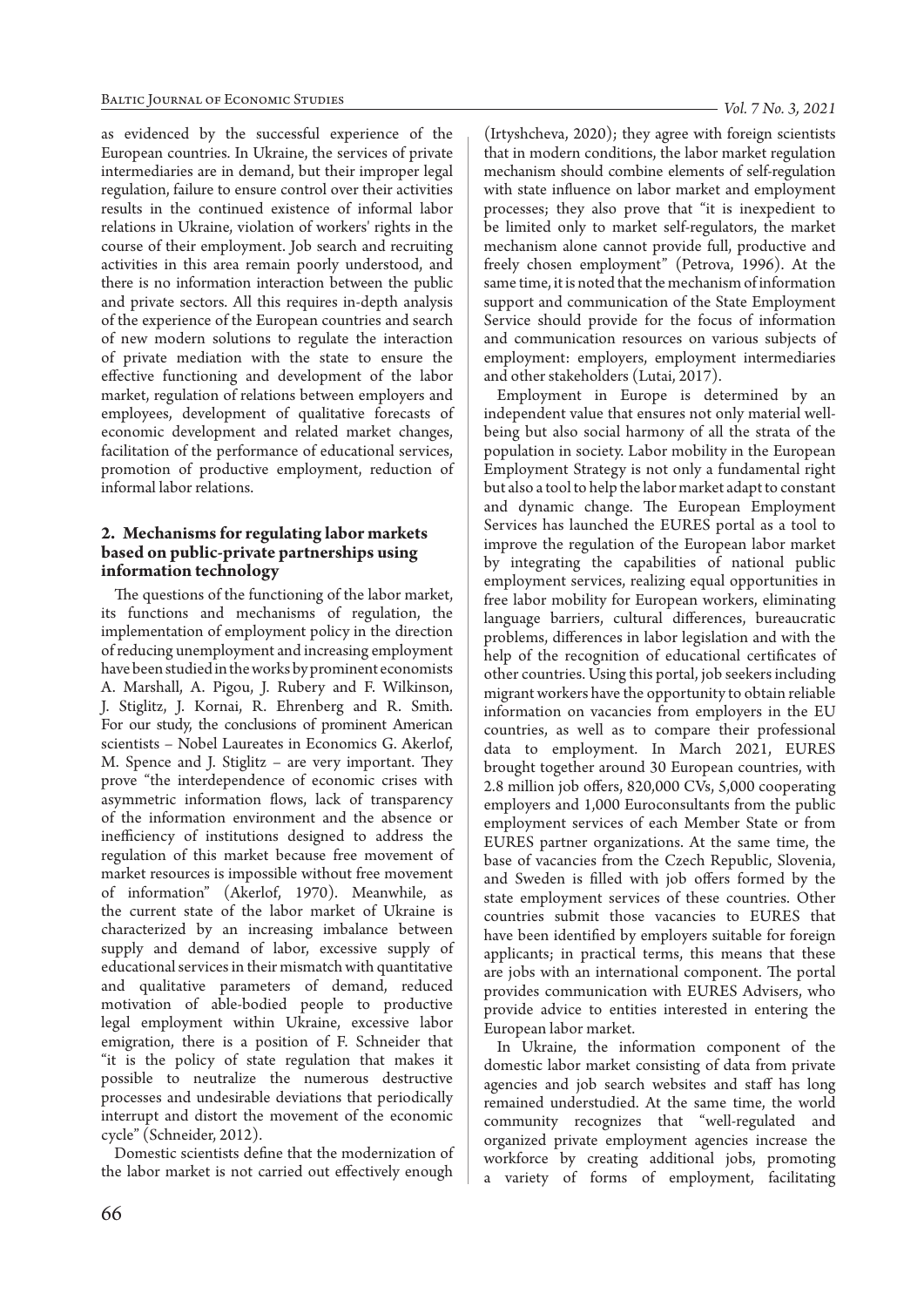as evidenced by the successful experience of the European countries. In Ukraine, the services of private intermediaries are in demand, but their improper legal regulation, failure to ensure control over their activities results in the continued existence of informal labor relations in Ukraine, violation of workers' rights in the course of their employment. Job search and recruiting activities in this area remain poorly understood, and there is no information interaction between the public and private sectors. All this requires in-depth analysis of the experience of the European countries and search of new modern solutions to regulate the interaction of private mediation with the state to ensure the effective functioning and development of the labor market, regulation of relations between employers and employees, development of qualitative forecasts of economic development and related market changes, facilitation of the performance of educational services, promotion of productive employment, reduction of informal labor relations.

## 2. Mechanisms for regulating labor markets based on public-private partnerships using information technology

The questions of the functioning of the labor market, its functions and mechanisms of regulation, the implementation of employment policy in the direction of reducing unemployment and increasing employment have been studied in the works by prominent economists A. Marshall, A. Pigou, J. Rubery and F. Wilkinson, J. Stiglitz, J. Kornai, R. Ehrenberg and R. Smith. For our study, the conclusions of prominent American scientists – Nobel Laureates in Economics G. Akerlof, M. Spence and J. Stiglitz – are very important. They prove "the interdependence of economic crises with asymmetric information flows, lack of transparency of the information environment and the absence or inefficiency of institutions designed to address the regulation of this market because free movement of market resources is impossible without free movement of information" (Akerlof, 1970). Meanwhile, as the current state of the labor market of Ukraine is characterized by an increasing imbalance between supply and demand of labor, excessive supply of educational services in their mismatch with quantitative and qualitative parameters of demand, reduced motivation of able-bodied people to productive legal employment within Ukraine, excessive labor emigration, there is a position of F. Schneider that "it is the policy of state regulation that makes it possible to neutralize the numerous destructive processes and undesirable deviations that periodically interrupt and distort the movement of the economic cycle" (Schneider, 2012).

Domestic scientists define that the modernization of the labor market is not carried out effectively enough (Irtyshcheva, 2020); they agree with foreign scientists that in modern conditions, the labor market regulation mechanism should combine elements of self-regulation with state influence on labor market and employment processes; they also prove that "it is inexpedient to be limited only to market self-regulators, the market mechanism alone cannot provide full, productive and freely chosen employment" (Petrova, 1996). At the same time, it is noted that the mechanism of information support and communication of the State Employment Service should provide for the focus of information and communication resources on various subjects of employment: employers, employment intermediaries and other stakeholders (Lutai, 2017).

Employment in Europe is determined by an independent value that ensures not only material well-being but also social harmony of all the strata of the population in society. Labor mobility in the European Employment Strategy is not only a fundamental right but also a tool to help the labor market adapt to constant and dynamic change. The European Employment Services has launched the EURES portal as a tool to improve the regulation of the European labor market by integrating the capabilities of national public employment services, realizing equal opportunities in free labor mobility for European workers, eliminating language barriers, cultural differences, bureaucratic problems, differences in labor legislation and with the help of the recognition of educational certificates of other countries. Using this portal, job seekers including migrant workers have the opportunity to obtain reliable information on vacancies from employers in the EU countries, as well as to compare their professional data to employment. In March 2021, EURES brought together around 30 European countries, with 2.8 million job offers, 820,000 CVs, 5,000 cooperating employers and 1,000 Euroconsultants from the public employment services of each Member State or from EURES partner organizations. At the same time, the base of vacancies from the Czech Republic, Slovenia, and Sweden is filled with job offers formed by the state employment services of these countries. Other countries submit those vacancies to EURES that have been identified by employers suitable for foreign applicants; in practical terms, this means that these are jobs with an international component. The portal provides communication with EURES Advisers, who provide advice to entities interested in entering the European labor market.

In Ukraine, the information component of the domestic labor market consisting of data from private agencies and job search websites and staff has long remained understudied. At the same time, the world community recognizes that "well-regulated and organized private employment agencies increase the workforce by creating additional jobs, promoting a variety of forms of employment, facilitating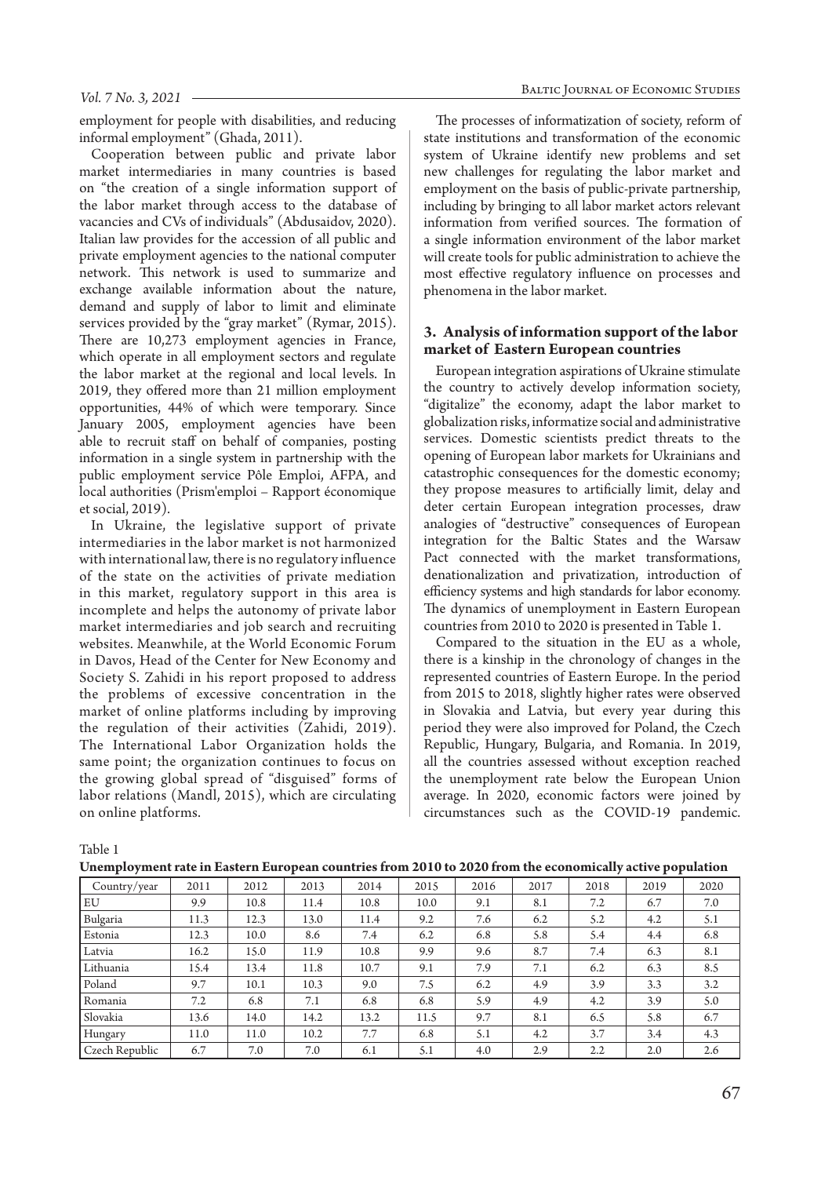employment for people with disabilities, and reducing informal employment" (Ghada, 2011).

Cooperation between public and private labor market intermediaries in many countries is based on "the creation of a single information support of the labor market through access to the database of vacancies and CVs of individuals" (Abdusaidov, 2020). Italian law provides for the accession of all public and private employment agencies to the national computer network. This network is used to summarize and exchange available information about the nature, demand and supply of labor to limit and eliminate services provided by the "gray market" (Rymar, 2015). There are 10,273 employment agencies in France, which operate in all employment sectors and regulate the labor market at the regional and local levels. In 2019, they offered more than 21 million employment opportunities, 44% of which were temporary. Since January 2005, employment agencies have been able to recruit staff on behalf of companies, posting information in a single system in partnership with the public employment service Pôle Emploi, AFPA, and local authorities (Prism'emploi – Rapport économique et social, 2019).

In Ukraine, the legislative support of private intermediaries in the labor market is not harmonized with international law, there is no regulatory influence of the state on the activities of private mediation in this market, regulatory support in this area is incomplete and helps the autonomy of private labor market intermediaries and job search and recruiting websites. Meanwhile, at the World Economic Forum in Davos, Head of the Center for New Economy and Society S. Zahidi in his report proposed to address the problems of excessive concentration in the market of online platforms including by improving the regulation of their activities (Zahidi, 2019). The International Labor Organization holds the same point; the organization continues to focus on the growing global spread of "disguised" forms of labor relations (Mandl, 2015), which are circulating on online platforms.

The processes of informatization of society, reform of state institutions and transformation of the economic system of Ukraine identify new problems and set new challenges for regulating the labor market and employment on the basis of public-private partnership, including by bringing to all labor market actors relevant information from verified sources. The formation of a single information environment of the labor market will create tools for public administration to achieve the most effective regulatory influence on processes and phenomena in the labor market.

## 3. Analysis of information support of the labor market of Eastern European countries

European integration aspirations of Ukraine stimulate the country to actively develop information society, "digitalize" the economy, adapt the labor market to globalization risks, informatize social and administrative services. Domestic scientists predict threats to the opening of European labor markets for Ukrainians and catastrophic consequences for the domestic economy; they propose measures to artificially limit, delay and deter certain European integration processes, draw analogies of "destructive" consequences of European integration for the Baltic States and the Warsaw Pact connected with the market transformations, denationalization and privatization, introduction of efficiency systems and high standards for labor economy. The dynamics of unemployment in Eastern European countries from 2010 to 2020 is presented in Table 1.

Compared to the situation in the EU as a whole, there is a kinship in the chronology of changes in the represented countries of Eastern Europe. In the period from 2015 to 2018, slightly higher rates were observed in Slovakia and Latvia, but every year during this period they were also improved for Poland, the Czech Republic, Hungary, Bulgaria, and Romania. In 2019, all the countries assessed without exception reached the unemployment rate below the European Union average. In 2020, economic factors were joined by circumstances such as the COVID-19 pandemic.

Table 1

**Unemployment rate in Eastern European countries from 2010 to 2020 from the economically active population**

| Country/year | 2011 | 2012 | 2013 | 2014 | 2015 | 2016 | 2017 | 2018 | 2019 | 2020 |
|---|---|---|---|---|---|---|---|---|---|---|
| EU | 9.9 | 10.8 | 11.4 | 10.8 | 10.0 | 9.1 | 8.1 | 7.2 | 6.7 | 7.0 |
| Bulgaria | 11.3 | 12.3 | 13.0 | 11.4 | 9.2 | 7.6 | 6.2 | 5.2 | 4.2 | 5.1 |
| Estonia | 12.3 | 10.0 | 8.6 | 7.4 | 6.2 | 6.8 | 5.8 | 5.4 | 4.4 | 6.8 |
| Latvia | 16.2 | 15.0 | 11.9 | 10.8 | 9.9 | 9.6 | 8.7 | 7.4 | 6.3 | 8.1 |
| Lithuania | 15.4 | 13.4 | 11.8 | 10.7 | 9.1 | 7.9 | 7.1 | 6.2 | 6.3 | 8.5 |
| Poland | 9.7 | 10.1 | 10.3 | 9.0 | 7.5 | 6.2 | 4.9 | 3.9 | 3.3 | 3.2 |
| Romania | 7.2 | 6.8 | 7.1 | 6.8 | 6.8 | 5.9 | 4.9 | 4.2 | 3.9 | 5.0 |
| Slovakia | 13.6 | 14.0 | 14.2 | 13.2 | 11.5 | 9.7 | 8.1 | 6.5 | 5.8 | 6.7 |
| Hungary | 11.0 | 11.0 | 10.2 | 7.7 | 6.8 | 5.1 | 4.2 | 3.7 | 3.4 | 4.3 |
| Czech Republic | 6.7 | 7.0 | 7.0 | 6.1 | 5.1 | 4.0 | 2.9 | 2.2 | 2.0 | 2.6 |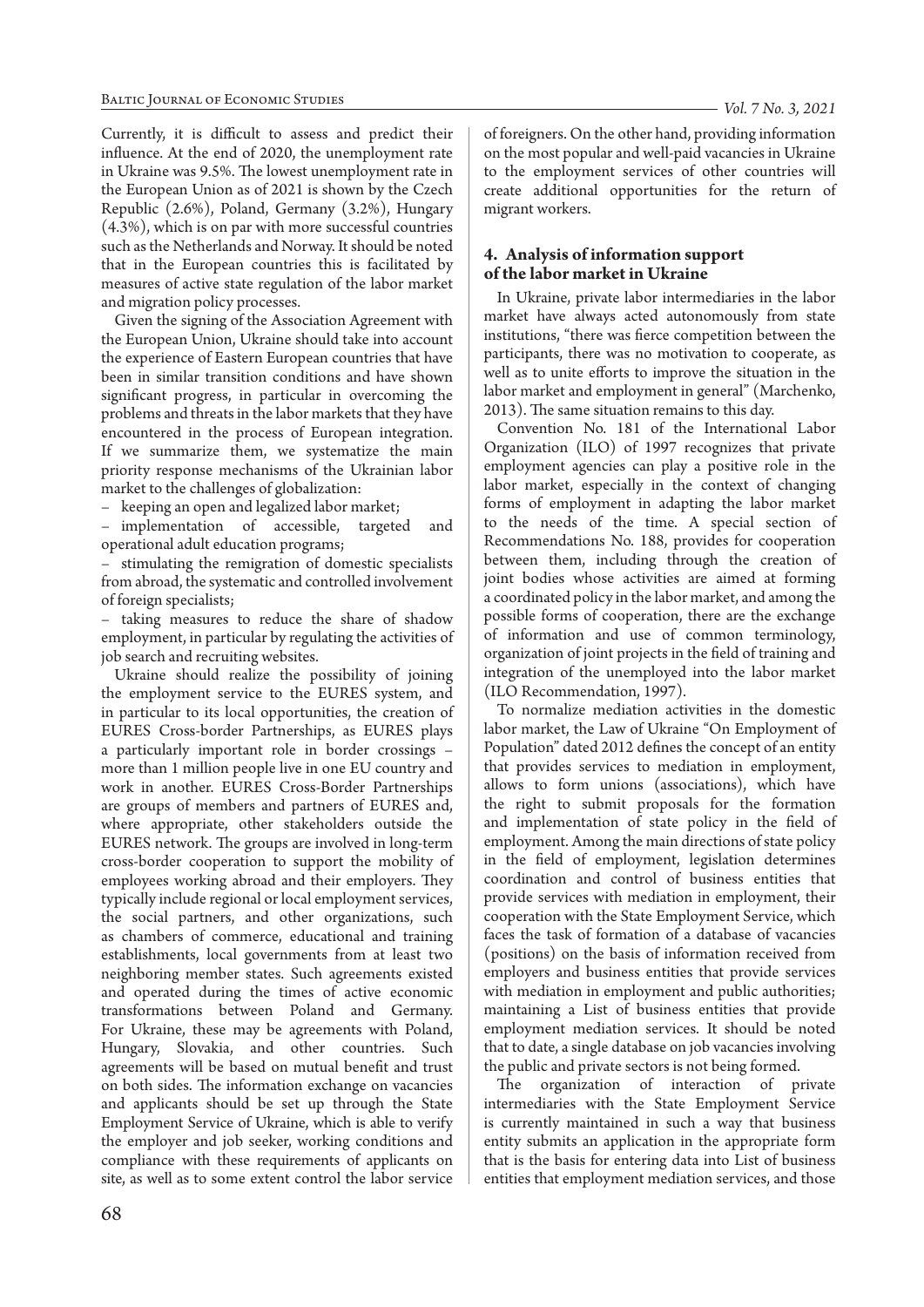Currently, it is difficult to assess and predict their influence. At the end of 2020, the unemployment rate in Ukraine was 9.5%. The lowest unemployment rate in the European Union as of 2021 is shown by the Czech Republic (2.6%), Poland, Germany (3.2%), Hungary (4.3%), which is on par with more successful countries such as the Netherlands and Norway. It should be noted that in the European countries this is facilitated by measures of active state regulation of the labor market and migration policy processes.

Given the signing of the Association Agreement with the European Union, Ukraine should take into account the experience of Eastern European countries that have been in similar transition conditions and have shown significant progress, in particular in overcoming the problems and threats in the labor markets that they have encountered in the process of European integration. If we summarize them, we systematize the main priority response mechanisms of the Ukrainian labor market to the challenges of globalization:

– keeping an open and legalized labor market;
– implementation of accessible, targeted and operational adult education programs;
– stimulating the remigration of domestic specialists from abroad, the systematic and controlled involvement of foreign specialists;
– taking measures to reduce the share of shadow employment, in particular by regulating the activities of job search and recruiting websites.

Ukraine should realize the possibility of joining the employment service to the EURES system, and in particular to its local opportunities, the creation of EURES Cross-border Partnerships, as EURES plays a particularly important role in border crossings – more than 1 million people live in one EU country and work in another. EURES Cross-Border Partnerships are groups of members and partners of EURES and, where appropriate, other stakeholders outside the EURES network. The groups are involved in long-term cross-border cooperation to support the mobility of employees working abroad and their employers. They typically include regional or local employment services, the social partners, and other organizations, such as chambers of commerce, educational and training establishments, local governments from at least two neighboring member states. Such agreements existed and operated during the times of active economic transformations between Poland and Germany. For Ukraine, these may be agreements with Poland, Hungary, Slovakia, and other countries. Such agreements will be based on mutual benefit and trust on both sides. The information exchange on vacancies and applicants should be set up through the State Employment Service of Ukraine, which is able to verify the employer and job seeker, working conditions and compliance with these requirements of applicants on site, as well as to some extent control the labor service of foreigners. On the other hand, providing information on the most popular and well-paid vacancies in Ukraine to the employment services of other countries will create additional opportunities for the return of migrant workers.

## 4. Analysis of information support of the labor market in Ukraine

In Ukraine, private labor intermediaries in the labor market have always acted autonomously from state institutions, "there was fierce competition between the participants, there was no motivation to cooperate, as well as to unite efforts to improve the situation in the labor market and employment in general" (Marchenko, 2013). The same situation remains to this day.

Convention No. 181 of the International Labor Organization (ILO) of 1997 recognizes that private employment agencies can play a positive role in the labor market, especially in the context of changing forms of employment in adapting the labor market to the needs of the time. A special section of Recommendations No. 188, provides for cooperation between them, including through the creation of joint bodies whose activities are aimed at forming a coordinated policy in the labor market, and among the possible forms of cooperation, there are the exchange of information and use of common terminology, organization of joint projects in the field of training and integration of the unemployed into the labor market (ILO Recommendation, 1997).

To normalize mediation activities in the domestic labor market, the Law of Ukraine "On Employment of Population" dated 2012 defines the concept of an entity that provides services to mediation in employment, allows to form unions (associations), which have the right to submit proposals for the formation and implementation of state policy in the field of employment. Among the main directions of state policy in the field of employment, legislation determines coordination and control of business entities that provide services with mediation in employment, their cooperation with the State Employment Service, which faces the task of formation of a database of vacancies (positions) on the basis of information received from employers and business entities that provide services with mediation in employment and public authorities; maintaining a List of business entities that provide employment mediation services. It should be noted that to date, a single database on job vacancies involving the public and private sectors is not being formed.

The organization of interaction of private intermediaries with the State Employment Service is currently maintained in such a way that business entity submits an application in the appropriate form that is the basis for entering data into List of business entities that employment mediation services, and those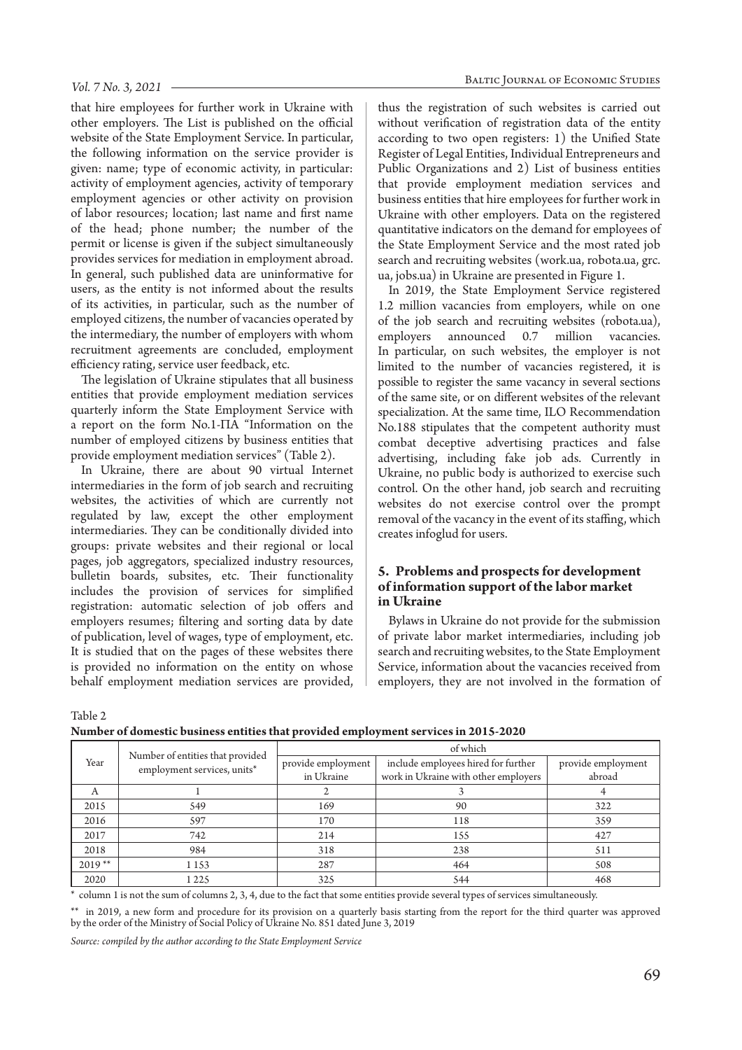that hire employees for further work in Ukraine with other employers. The List is published on the official website of the State Employment Service. In particular, the following information on the service provider is given: name; type of economic activity, in particular: activity of employment agencies, activity of temporary employment agencies or other activity on provision of labor resources; location; last name and first name of the head; phone number; the number of the permit or license is given if the subject simultaneously provides services for mediation in employment abroad. In general, such published data are uninformative for users, as the entity is not informed about the results of its activities, in particular, such as the number of employed citizens, the number of vacancies operated by the intermediary, the number of employers with whom recruitment agreements are concluded, employment efficiency rating, service user feedback, etc.

The legislation of Ukraine stipulates that all business entities that provide employment mediation services quarterly inform the State Employment Service with a report on the form No.1-ПА "Information on the number of employed citizens by business entities that provide employment mediation services" (Table 2).

In Ukraine, there are about 90 virtual Internet intermediaries in the form of job search and recruiting websites, the activities of which are currently not regulated by law, except the other employment intermediaries. They can be conditionally divided into groups: private websites and their regional or local pages, job aggregators, specialized industry resources, bulletin boards, subsites, etc. Their functionality includes the provision of services for simplified registration: automatic selection of job offers and employers resumes; filtering and sorting data by date of publication, level of wages, type of employment, etc. It is studied that on the pages of these websites there is provided no information on the entity on whose behalf employment mediation services are provided, thus the registration of such websites is carried out without verification of registration data of the entity according to two open registers: 1) the Unified State Register of Legal Entities, Individual Entrepreneurs and Public Organizations and 2) List of business entities that provide employment mediation services and business entities that hire employees for further work in Ukraine with other employers. Data on the registered quantitative indicators on the demand for employees of the State Employment Service and the most rated job search and recruiting websites (work.ua, robota.ua, grc.ua, jobs.ua) in Ukraine are presented in Figure 1.

In 2019, the State Employment Service registered 1.2 million vacancies from employers, while on one of the job search and recruiting websites (robota.ua), employers announced 0.7 million vacancies. In particular, on such websites, the employer is not limited to the number of vacancies registered, it is possible to register the same vacancy in several sections of the same site, or on different websites of the relevant specialization. At the same time, ILO Recommendation No.188 stipulates that the competent authority must combat deceptive advertising practices and false advertising, including fake job ads. Currently in Ukraine, no public body is authorized to exercise such control. On the other hand, job search and recruiting websites do not exercise control over the prompt removal of the vacancy in the event of its staffing, which creates infoglud for users.

## 5. Problems and prospects for development of information support of the labor market in Ukraine

Bylaws in Ukraine do not provide for the submission of private labor market intermediaries, including job search and recruiting websites, to the State Employment Service, information about the vacancies received from employers, they are not involved in the formation of

Table 2
**Number of domestic business entities that provided employment services in 2015-2020**

| Year | Number of entities that provided employment services, units* | of which | | |
|---|---|---|---|---|
| | | provide employment in Ukraine | include employees hired for further work in Ukraine with other employers | provide employment abroad |
| A | 1 | 2 | 3 | 4 |
| 2015 | 549 | 169 | 90 | 322 |
| 2016 | 597 | 170 | 118 | 359 |
| 2017 | 742 | 214 | 155 | 427 |
| 2018 | 984 | 318 | 238 | 511 |
| 2019 ** | 1 153 | 287 | 464 | 508 |
| 2020 | 1 225 | 325 | 544 | 468 |

\* column 1 is not the sum of columns 2, 3, 4, due to the fact that some entities provide several types of services simultaneously.

** in 2019, a new form and procedure for its provision on a quarterly basis starting from the report for the third quarter was approved by the order of the Ministry of Social Policy of Ukraine No. 851 dated June 3, 2019

*Source: compiled by the author according to the State Employment Service*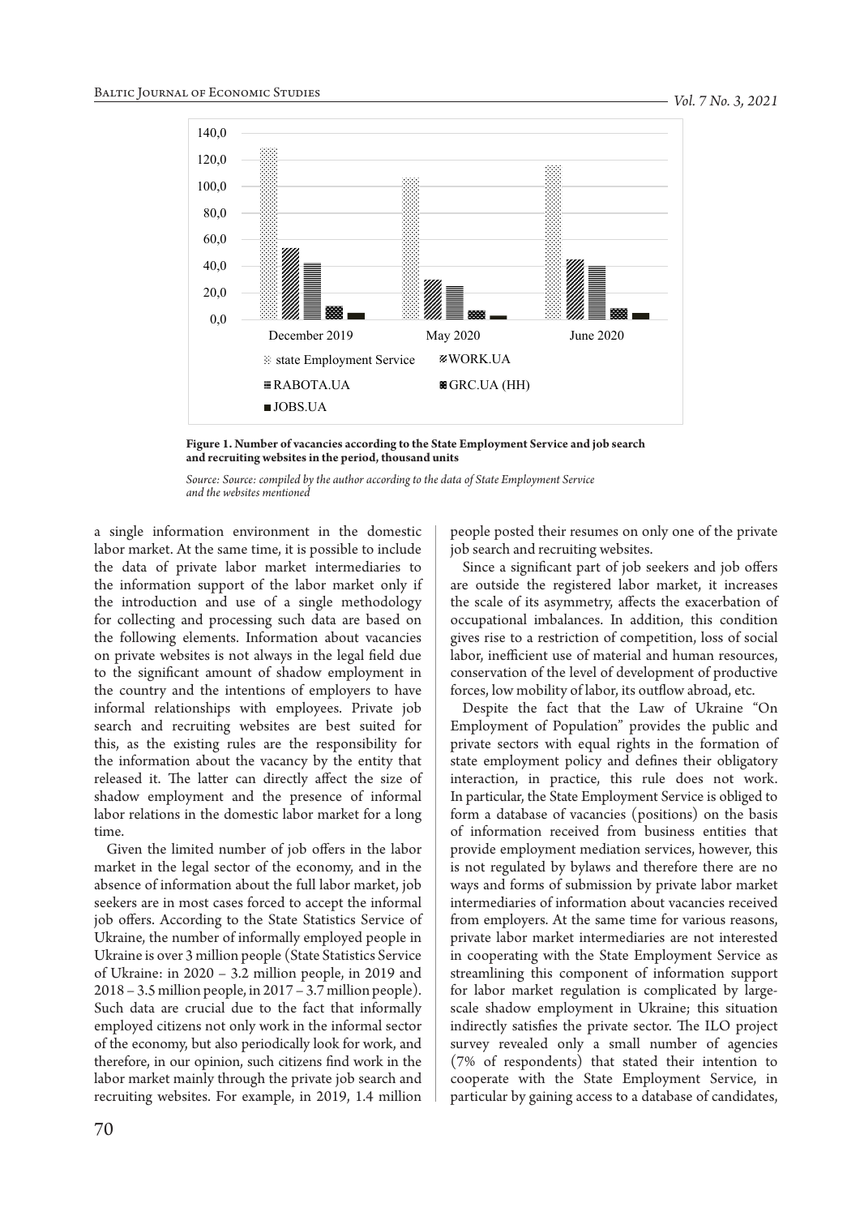**Figure 1. Number of vacancies according to the State Employment Service and job search and recruiting websites in the period, thousand units**

*Source: Source: compiled by the author according to the data of State Employment Service and the websites mentioned*

a single information environment in the domestic labor market. At the same time, it is possible to include the data of private labor market intermediaries to the information support of the labor market only if the introduction and use of a single methodology for collecting and processing such data are based on the following elements. Information about vacancies on private websites is not always in the legal field due to the significant amount of shadow employment in the country and the intentions of employers to have informal relationships with employees. Private job search and recruiting websites are best suited for this, as the existing rules are the responsibility for the information about the vacancy by the entity that released it. The latter can directly affect the size of shadow employment and the presence of informal labor relations in the domestic labor market for a long time.

Given the limited number of job offers in the labor market in the legal sector of the economy, and in the absence of information about the full labor market, job seekers are in most cases forced to accept the informal job offers. According to the State Statistics Service of Ukraine, the number of informally employed people in Ukraine is over 3 million people (State Statistics Service of Ukraine: in 2020 – 3.2 million people, in 2019 and 2018 – 3.5 million people, in 2017 – 3.7 million people). Such data are crucial due to the fact that informally employed citizens not only work in the informal sector of the economy, but also periodically look for work, and therefore, in our opinion, such citizens find work in the labor market mainly through the private job search and recruiting websites. For example, in 2019, 1.4 million people posted their resumes on only one of the private job search and recruiting websites.

Since a significant part of job seekers and job offers are outside the registered labor market, it increases the scale of its asymmetry, affects the exacerbation of occupational imbalances. In addition, this condition gives rise to a restriction of competition, loss of social labor, inefficient use of material and human resources, conservation of the level of development of productive forces, low mobility of labor, its outflow abroad, etc.

Despite the fact that the Law of Ukraine "On Employment of Population" provides the public and private sectors with equal rights in the formation of state employment policy and defines their obligatory interaction, in practice, this rule does not work. In particular, the State Employment Service is obliged to form a database of vacancies (positions) on the basis of information received from business entities that provide employment mediation services, however, this is not regulated by bylaws and therefore there are no ways and forms of submission by private labor market intermediaries of information about vacancies received from employers. At the same time for various reasons, private labor market intermediaries are not interested in cooperating with the State Employment Service as streamlining this component of information support for labor market regulation is complicated by large-scale shadow employment in Ukraine; this situation indirectly satisfies the private sector. The ILO project survey revealed only a small number of agencies (7% of respondents) that stated their intention to cooperate with the State Employment Service, in particular by gaining access to a database of candidates,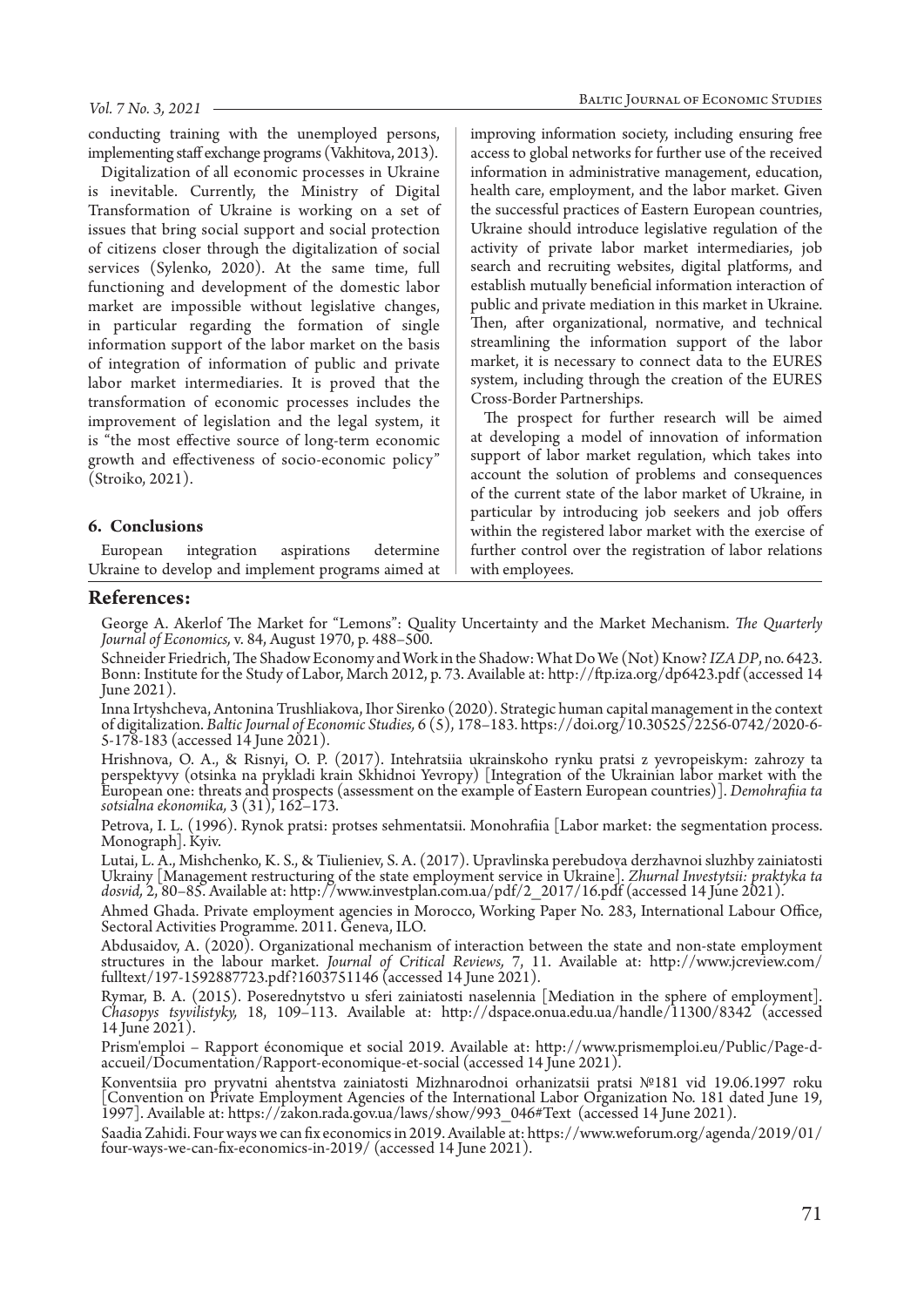conducting training with the unemployed persons, implementing staff exchange programs (Vakhitova, 2013).

Digitalization of all economic processes in Ukraine is inevitable. Currently, the Ministry of Digital Transformation of Ukraine is working on a set of issues that bring social support and social protection of citizens closer through the digitalization of social services (Sylenko, 2020). At the same time, full functioning and development of the domestic labor market are impossible without legislative changes, in particular regarding the formation of single information support of the labor market on the basis of integration of information of public and private labor market intermediaries. It is proved that the transformation of economic processes includes the improvement of legislation and the legal system, it is "the most effective source of long-term economic growth and effectiveness of socio-economic policy" (Stroiko, 2021).

### 6. Conclusions

European integration aspirations determine Ukraine to develop and implement programs aimed at improving information society, including ensuring free access to global networks for further use of the received information in administrative management, education, health care, employment, and the labor market. Given the successful practices of Eastern European countries, Ukraine should introduce legislative regulation of the activity of private labor market intermediaries, job search and recruiting websites, digital platforms, and establish mutually beneficial information interaction of public and private mediation in this market in Ukraine. Then, after organizational, normative, and technical streamlining the information support of the labor market, it is necessary to connect data to the EURES system, including through the creation of the EURES Cross-Border Partnerships.

The prospect for further research will be aimed at developing a model of innovation of information support of labor market regulation, which takes into account the solution of problems and consequences of the current state of the labor market of Ukraine, in particular by introducing job seekers and job offers within the registered labor market with the exercise of further control over the registration of labor relations with employees.

## References:

George A. Akerlof The Market for "Lemons": Quality Uncertainty and the Market Mechanism. *The Quarterly Journal of Economics,* v. 84, August 1970, p. 488–500.

Schneider Friedrich, The Shadow Economy and Work in the Shadow: What Do We (Not) Know? *IZA DP*, no. 6423. Bonn: Institute for the Study of Labor, March 2012, p. 73. Available at: http://ftp.iza.org/dp6423.pdf (accessed 14 June 2021).

Inna Irtyshcheva, Antonina Trushliakova, Ihor Sirenko (2020). Strategic human capital management in the context of digitalization. *Baltic Journal of Economic Studies,* 6 (5), 178–183. https://doi.org/10.30525/2256-0742/2020-6-5-178-183 (accessed 14 June 2021).

Hrishnova, O. A., & Risnyi, O. P. (2017). Intehratsiia ukrainskoho rynku pratsi z yevropeiskym: zahrozy ta perspektyvy (otsinka na prykladi krain Skhidnoi Yevropy) [Integration of the Ukrainian labor market with the European one: threats and prospects (assessment on the example of Eastern European countries)]. *Demohrafiia ta sotsialna ekonomika,* 3 (31), 162–173.

Petrova, I. L. (1996). Rynok pratsi: protses sehmentatsii. Monohrafiia [Labor market: the segmentation process. Monograph]. Kyiv.

Lutai, L. A., Mishchenko, K. S., & Tiulieniev, S. A. (2017). Upravlinska perebudova derzhavnoi sluzhby zainiatosti Ukrainy [Management restructuring of the state employment service in Ukraine]. *Zhurnal Investytsii: praktyka ta dosvid,* 2, 80–85. Available at: http://www.investplan.com.ua/pdf/2_2017/16.pdf (accessed 14 June 2021).

Ahmed Ghada. Private employment agencies in Morocco, Working Paper No. 283, International Labour Office, Sectoral Activities Programme. 2011. Geneva, ILO.

Abdusaidov, A. (2020). Organizational mechanism of interaction between the state and non-state employment structures in the labour market. *Journal of Critical Reviews,* 7, 11. Available at: http://www.jcreview.com/fulltext/197-1592887723.pdf?1603751146 (accessed 14 June 2021).

Rymar, B. A. (2015). Poserednytstvo u sferi zainiatosti naselennia [Mediation in the sphere of employment]. *Chasopys tsyvilistyky,* 18, 109–113. Available at: http://dspace.onua.edu.ua/handle/11300/8342 (accessed 14 June 2021).

Prism'emploi – Rapport économique et social 2019. Available at: http://www.prismemploi.eu/Public/Page-d-accueil/Documentation/Rapport-economique-et-social (accessed 14 June 2021).

Konventsiia pro pryvatni ahentstva zainiatosti Mizhnarodnoi orhanizatsii pratsi №181 vid 19.06.1997 roku [Convention on Private Employment Agencies of the International Labor Organization No. 181 dated June 19, 1997]. Available at: https://zakon.rada.gov.ua/laws/show/993_046#Text (accessed 14 June 2021).

Saadia Zahidi. Four ways we can fix economics in 2019. Available at: https://www.weforum.org/agenda/2019/01/four-ways-we-can-fix-economics-in-2019/ (accessed 14 June 2021).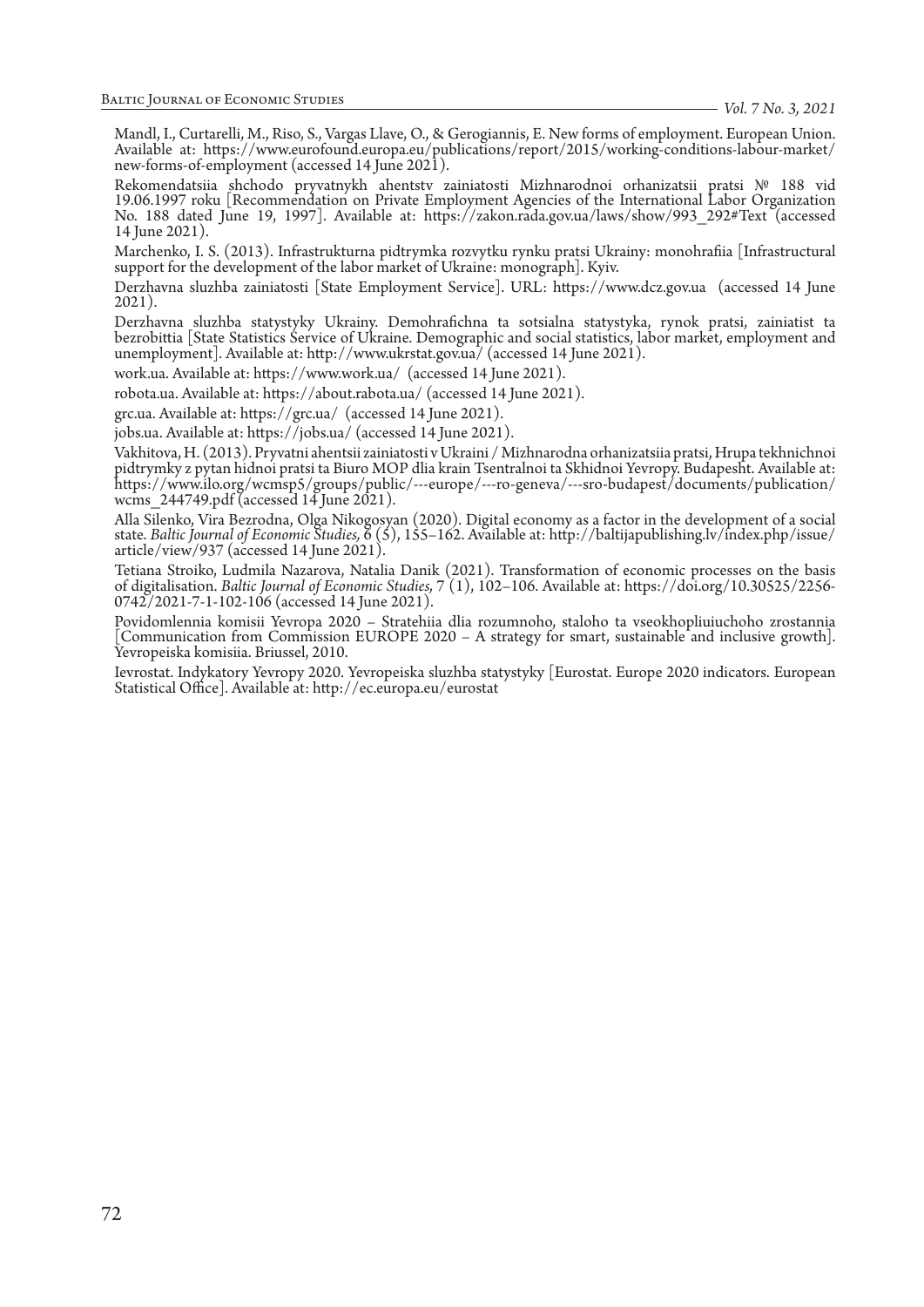Mandl, I., Curtarelli, M., Riso, S., Vargas Llave, O., & Gerogiannis, E. New forms of employment. European Union. Available at: https://www.eurofound.europa.eu/publications/report/2015/working-conditions-labour-market/new-forms-of-employment (accessed 14 June 2021).

Rekomendatsiia shchodo pryvatnykh ahentstv zainiatosti Mizhnarodnoi orhanizatsii pratsi № 188 vid 19.06.1997 roku [Recommendation on Private Employment Agencies of the International Labor Organization No. 188 dated June 19, 1997]. Available at: https://zakon.rada.gov.ua/laws/show/993_292#Text (accessed 14 June 2021).

Marchenko, I. S. (2013). Infrastrukturna pidtrymka rozvytku rynku pratsi Ukrainy: monohrafiia [Infrastructural support for the development of the labor market of Ukraine: monograph]. Kyiv.

Derzhavna sluzhba zainiatosti [State Employment Service]. URL: https://www.dcz.gov.ua (accessed 14 June 2021).

Derzhavna sluzhba statystyky Ukrainy. Demohrafichna ta sotsialna statystyka, rynok pratsi, zainiatist ta bezrobittia [State Statistics Service of Ukraine. Demographic and social statistics, labor market, employment and unemployment]. Available at: http://www.ukrstat.gov.ua/ (accessed 14 June 2021).

work.ua. Available at: https://www.work.ua/ (accessed 14 June 2021).

robota.ua. Available at: https://about.rabota.ua/ (accessed 14 June 2021).

grc.ua. Available at: https://grc.ua/ (accessed 14 June 2021).

jobs.ua. Available at: https://jobs.ua/ (accessed 14 June 2021).

Vakhitova, H. (2013). Pryvatni ahentsii zainiatosti v Ukraini / Mizhnarodna orhanizatsiia pratsi, Hrupa tekhnichnoi pidtrymky z pytan hidnoi pratsi ta Biuro MOP dlia krain Tsentralnoi ta Skhidnoi Yevropy. Budapesht. Available at: https://www.ilo.org/wcmsp5/groups/public/---europe/---ro-geneva/---sro-budapest/documents/publication/wcms_244749.pdf (accessed 14 June 2021).

Alla Silenko, Vira Bezrodna, Olga Nikogosyan (2020). Digital economy as a factor in the development of a social state. *Baltic Journal of Economic Studies,* 6 (5), 155–162. Available at: http://baltijapublishing.lv/index.php/issue/article/view/937 (accessed 14 June 2021).

Tetiana Stroiko, Ludmila Nazarova, Natalia Danik (2021). Transformation of economic processes on the basis of digitalisation. *Baltic Journal of Economic Studies,* 7 (1), 102–106. Available at: https://doi.org/10.30525/2256-0742/2021-7-1-102-106 (accessed 14 June 2021).

Povidomlennia komisii Yevropa 2020 – Stratehiia dlia rozumnoho, staloho ta vseokhopliuiuchoho zrostannia [Communication from Commission EUROPE 2020 – A strategy for smart, sustainable and inclusive growth]. Yevropeiska komisiia. Briussel, 2010.

Ievrostat. Indykatory Yevropy 2020. Yevropeiska sluzhba statystyky [Eurostat. Europe 2020 indicators. European Statistical Office]. Available at: http://ec.europa.eu/eurostat